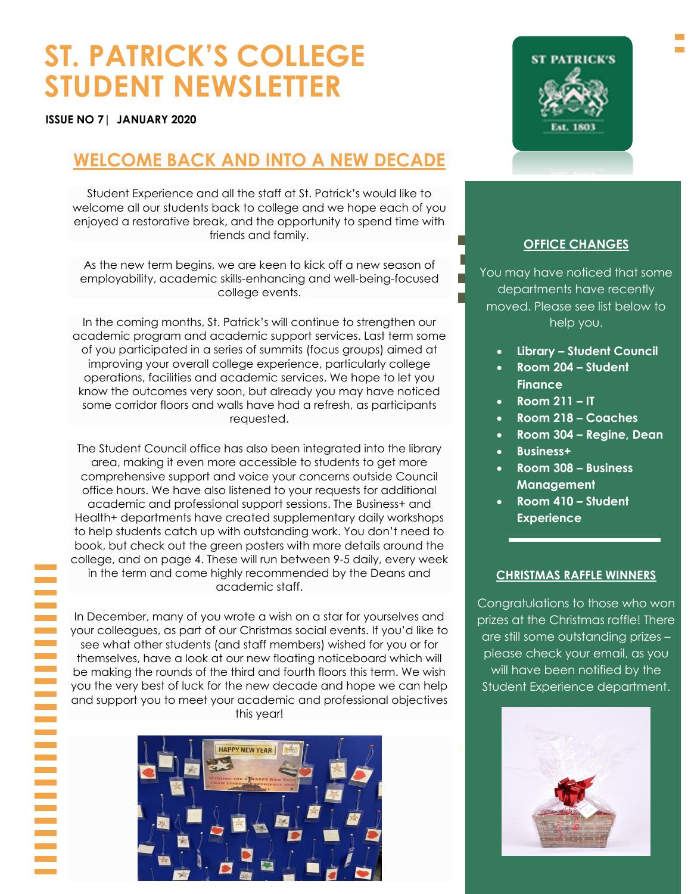# ST. PATRICK'S COLLEGE STUDENT NEWSLETTER

**ISSUE NO 7| JANUARY 2020**

## WELCOME BACK AND INTO A NEW DECADE

Student Experience and all the staff at St. Patrick's would like to welcome all our students back to college and we hope each of you enjoyed a restorative break, and the opportunity to spend time with friends and family.

As the new term begins, we are keen to kick off a new season of employability, academic skills-enhancing and well-being-focused college events.

In the coming months, St. Patrick's will continue to strengthen our academic program and academic support services. Last term some of you participated in a series of summits (focus groups) aimed at improving your overall college experience, particularly college operations, facilities and academic services. We hope to let you know the outcomes very soon, but already you may have noticed some corridor floors and walls have had a refresh, as participants requested.

The Student Council office has also been integrated into the library area, making it even more accessible to students to get more comprehensive support and voice your concerns outside Council office hours. We have also listened to your requests for additional academic and professional support sessions. The Business+ and Health+ departments have created supplementary daily workshops to help students catch up with outstanding work. You don't need to book, but check out the green posters with more details around the college, and on page 4. These will run between 9-5 daily, every week in the term and come highly recommended by the Deans and academic staff.

In December, many of you wrote a wish on a star for yourselves and your colleagues, as part of our Christmas social events. If you'd like to see what other students (and staff members) wished for you or for themselves, have a look at our new floating noticeboard which will be making the rounds of the third and fourth floors this term. We wish you the very best of luck for the new decade and hope we can help and support you to meet your academic and professional objectives this year!

## OFFICE CHANGES

You may have noticed that some departments have recently moved. Please see list below to help you.

- **Library – Student Council**
- **Room 204 – Student Finance**
- **Room 211 – IT**
- **Room 218 – Coaches**
- **Room 304 – Regine, Dean**
- **Business+**
- **Room 308 – Business Management**
- **Room 410 – Student Experience**

## CHRISTMAS RAFFLE WINNERS

Congratulations to those who won prizes at the Christmas raffle! There are still some outstanding prizes – please check your email, as you will have been notified by the Student Experience department.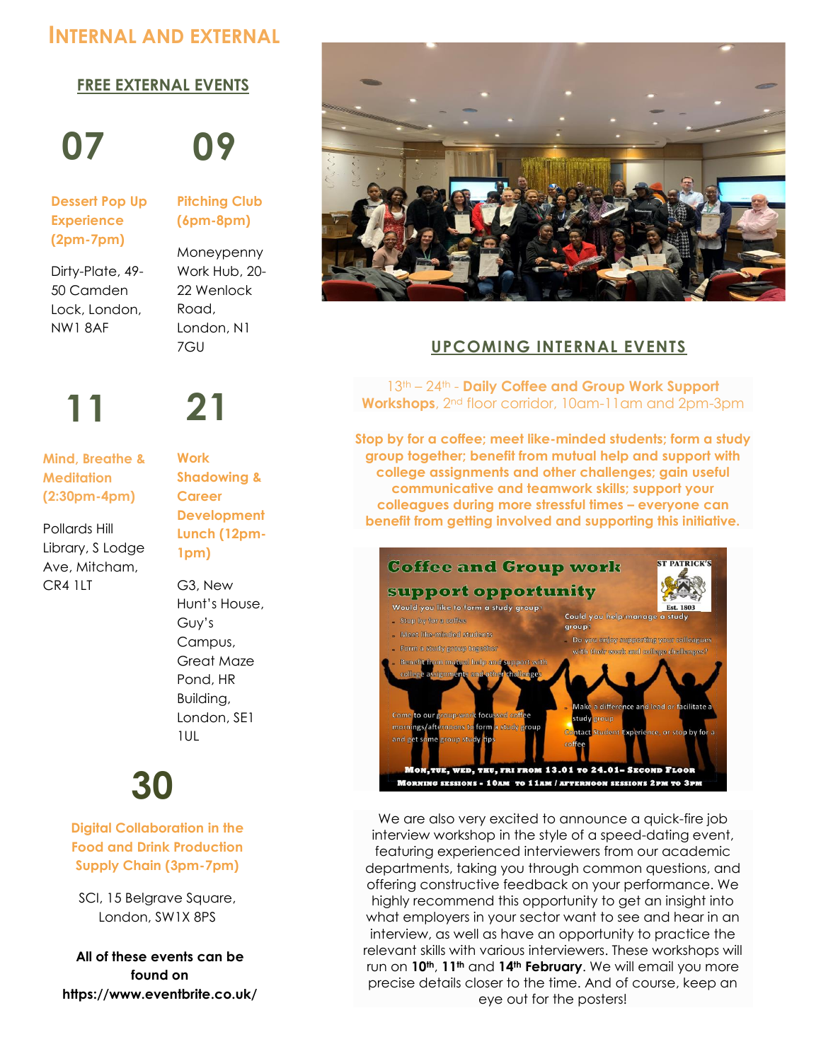# INTERNAL AND EXTERNAL

## FREE EXTERNAL EVENTS

**07**

**Dessert Pop Up Experience (2pm-7pm)**

Dirty-Plate, 49-50 Camden Lock, London, NW1 8AF

**09**

**Pitching Club (6pm-8pm)**

Moneypenny Work Hub, 20-22 Wenlock Road, London, N1 7GU

**11**

**Mind, Breathe & Meditation (2:30pm-4pm)**

Pollards Hill Library, S Lodge Ave, Mitcham, CR4 1LT

**21**

**Work Shadowing & Career Development Lunch (12pm-1pm)**

G3, New Hunt's House, Guy's Campus, Great Maze Pond, HR Building, London, SE1 1UL

**30**

**Digital Collaboration in the Food and Drink Production Supply Chain (3pm-7pm)**

SCI, 15 Belgrave Square, London, SW1X 8PS

**All of these events can be found on https://www.eventbrite.co.uk/**

## UPCOMING INTERNAL EVENTS

13th – 24th - **Daily Coffee and Group Work Support Workshops**, 2nd floor corridor, 10am-11am and 2pm-3pm

**Stop by for a coffee; meet like-minded students; form a study group together; benefit from mutual help and support with college assignments and other challenges; gain useful communicative and teamwork skills; support your colleagues during more stressful times – everyone can benefit from getting involved and supporting this initiative.**

We are also very excited to announce a quick-fire job interview workshop in the style of a speed-dating event, featuring experienced interviewers from our academic departments, taking you through common questions, and offering constructive feedback on your performance. We highly recommend this opportunity to get an insight into what employers in your sector want to see and hear in an interview, as well as have an opportunity to practice the relevant skills with various interviewers. These workshops will run on **10th**, **11th** and **14th February**. We will email you more precise details closer to the time. And of course, keep an eye out for the posters!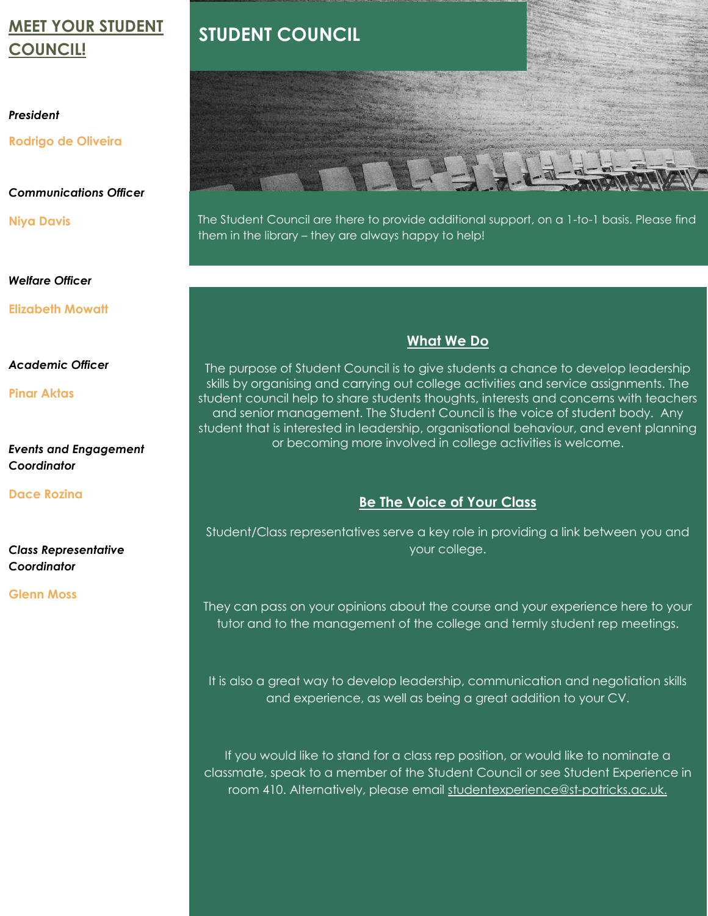## MEET YOUR STUDENT COUNCIL!

*President*

**Rodrigo de Oliveira**

*Communications Officer*

**Niya Davis**

*Welfare Officer*

**Elizabeth Mowatt**

*Academic Officer*

**Pinar Aktas**

*Events and Engagement Coordinator*

**Dace Rozina**

*Class Representative Coordinator*

**Glenn Moss**

# STUDENT COUNCIL

The Student Council are there to provide additional support, on a 1-to-1 basis. Please find them in the library – they are always happy to help!

### What We Do

The purpose of Student Council is to give students a chance to develop leadership skills by organising and carrying out college activities and service assignments. The student council help to share students thoughts, interests and concerns with teachers and senior management. The Student Council is the voice of student body. Any student that is interested in leadership, organisational behaviour, and event planning or becoming more involved in college activities is welcome.

### Be The Voice of Your Class

Student/Class representatives serve a key role in providing a link between you and your college.

They can pass on your opinions about the course and your experience here to your tutor and to the management of the college and termly student rep meetings.

It is also a great way to develop leadership, communication and negotiation skills and experience, as well as being a great addition to your CV.

If you would like to stand for a class rep position, or would like to nominate a classmate, speak to a member of the Student Council or see Student Experience in room 410. Alternatively, please email studentexperience@st-patricks.ac.uk.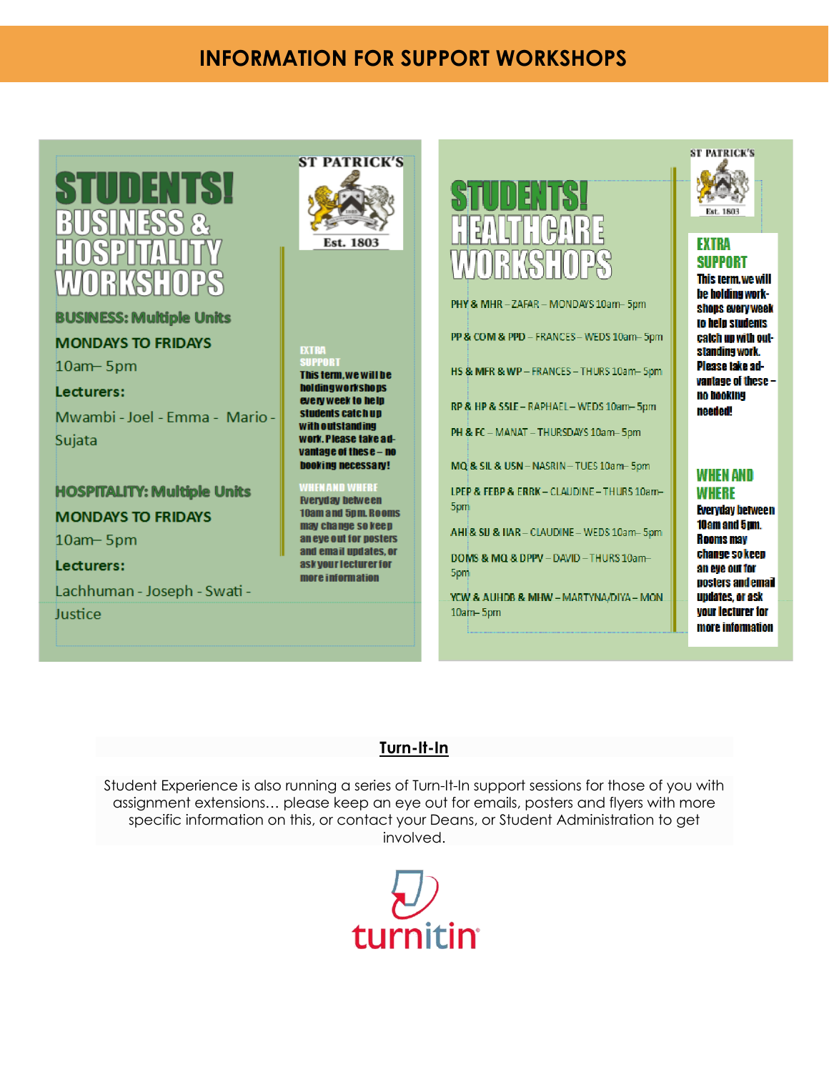# INFORMATION FOR SUPPORT WORKSHOPS

ST PATRICK'S
Est. 1803

## STUDENTS! BUSINESS & HOSPITALITY WORKSHOPS

**BUSINESS: Multiple Units**

**MONDAYS TO FRIDAYS**

10am– 5pm

**Lecturers:**

Mwambi - Joel - Emma - Mario - Sujata

**HOSPITALITY: Multiple Units**

**MONDAYS TO FRIDAYS**

10am– 5pm

**Lecturers:**

Lachhuman - Joseph - Swati - Justice

**EXTRA SUPPORT**

This term, we will be holding workshops every week to help students catch up with outstanding work. Please take advantage of these – no booking necessary!

**WHEN AND WHERE**

Everyday between 10am and 5pm. Rooms may change so keep an eye out for posters and email updates, or ask your lecturer for more information

ST PATRICK'S
Est. 1803

## STUDENTS! HEALTHCARE WORKSHOPS

PHY & MHR – ZAFAR – MONDAYS 10am– 5pm

PP & COM & PPD – FRANCES – WEDS 10am– 5pm

HS & MFR & WP – FRANCES – THURS 10am– 5pm

RP & HP & SSLE – RAPHAEL – WEDS 10am– 5pm

PH & FC – MANAT – THURSDAYS 10am– 5pm

MQ & SIL & USN – NASRIN – TUES 10am– 5pm

LPEP & FEBP & ERRK – CLAUDINE – THURS 10am– 5pm

AHI & SU & IIAR – CLAUDINE – WEDS 10am– 5pm

DOMS & MQ & DPPV – DAVID – THURS 10am– 5pm

YCW & AUHDB & MHW – MARTYNA/DIYA – MON 10am– 5pm

**EXTRA SUPPORT**

This term, we will be holding workshops every week to help students catch up with outstanding work. Please take advantage of these – no booking needed!

**WHEN AND WHERE**

Everyday between 10am and 5pm. Rooms may change so keep an eye out for posters and email updates, or ask your lecturer for more information

## Turn-It-In

Student Experience is also running a series of Turn-It-In support sessions for those of you with assignment extensions… please keep an eye out for emails, posters and flyers with more specific information on this, or contact your Deans, or Student Administration to get involved.

turnitin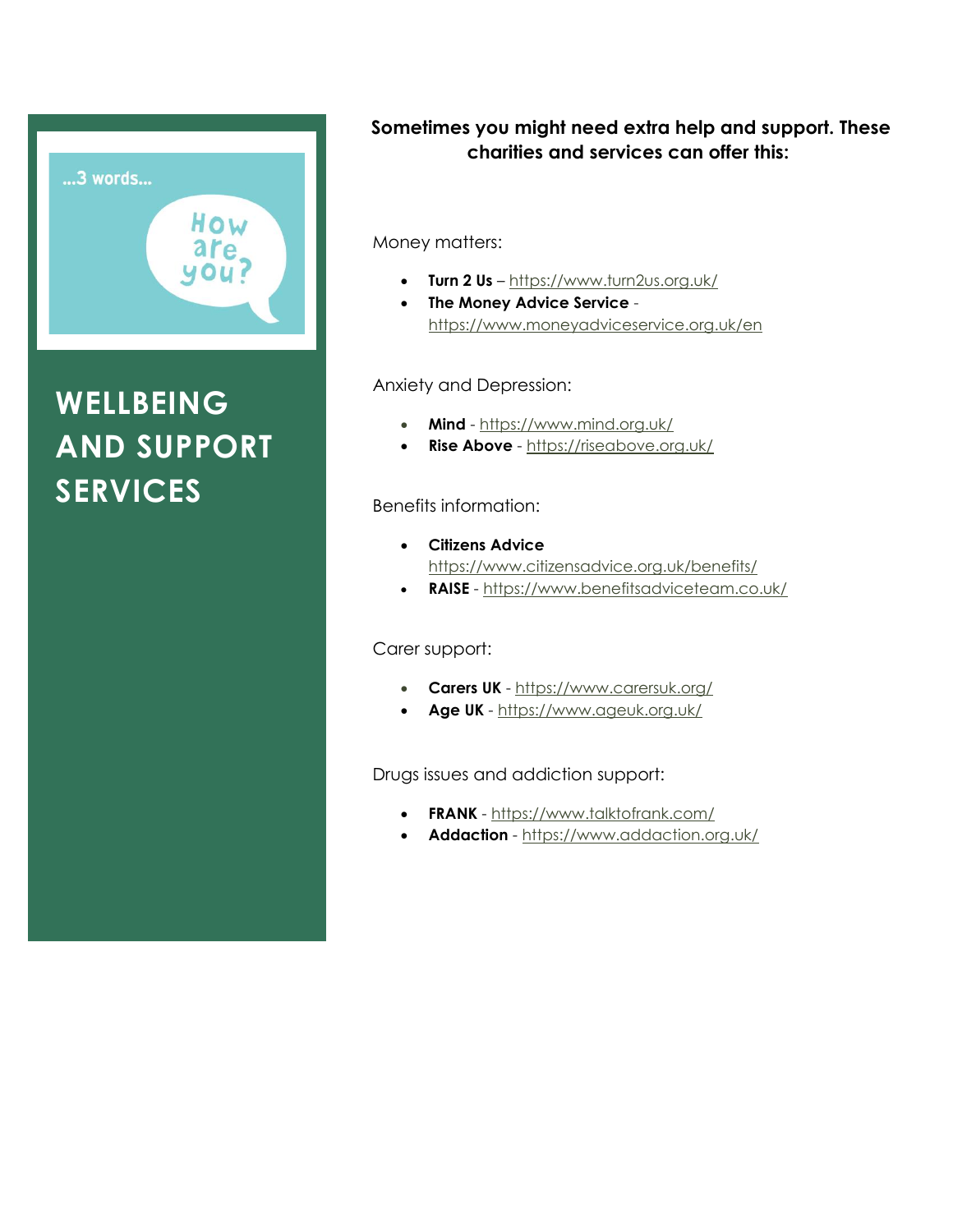...3 words...

How are you?

# WELLBEING AND SUPPORT SERVICES

**Sometimes you might need extra help and support. These charities and services can offer this:**

Money matters:

- **Turn 2 Us** – https://www.turn2us.org.uk/
- **The Money Advice Service** - https://www.moneyadviceservice.org.uk/en

Anxiety and Depression:

- **Mind** - https://www.mind.org.uk/
- **Rise Above** - https://riseabove.org.uk/

Benefits information:

- **Citizens Advice** https://www.citizensadvice.org.uk/benefits/
- **RAISE** - https://www.benefitsadviceteam.co.uk/

Carer support:

- **Carers UK** - https://www.carersuk.org/
- **Age UK** - https://www.ageuk.org.uk/

Drugs issues and addiction support:

- **FRANK** - https://www.talktofrank.com/
- **Addaction** - https://www.addaction.org.uk/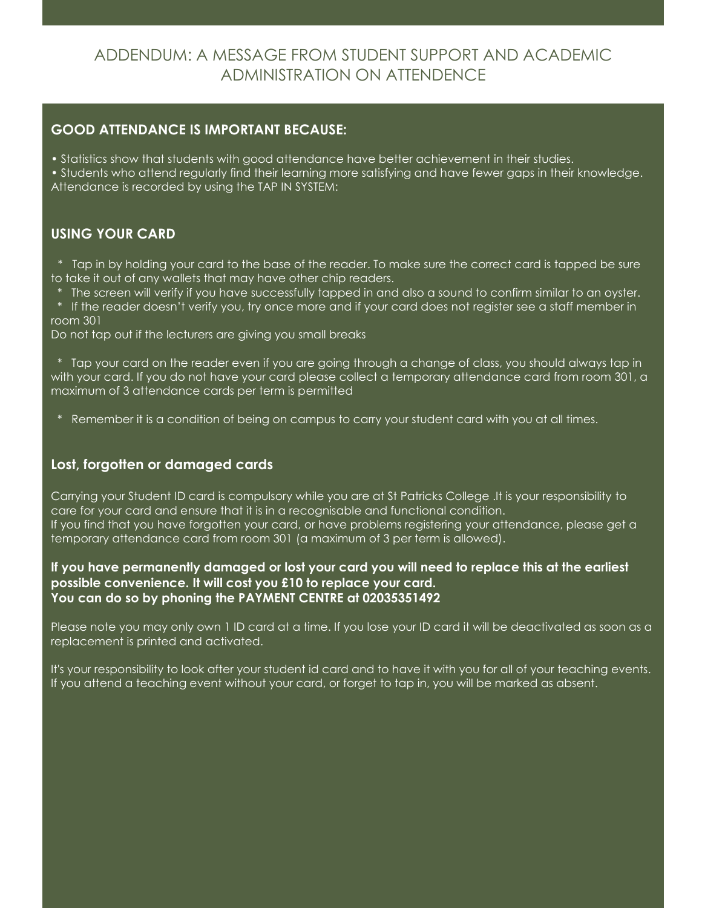# ADDENDUM: A MESSAGE FROM STUDENT SUPPORT AND ACADEMIC ADMINISTRATION ON ATTENDENCE

## GOOD ATTENDANCE IS IMPORTANT BECAUSE:

• Statistics show that students with good attendance have better achievement in their studies.
• Students who attend regularly find their learning more satisfying and have fewer gaps in their knowledge.
Attendance is recorded by using the TAP IN SYSTEM:

## USING YOUR CARD

* Tap in by holding your card to the base of the reader. To make sure the correct card is tapped be sure to take it out of any wallets that may have other chip readers.
* The screen will verify if you have successfully tapped in and also a sound to confirm similar to an oyster.
* If the reader doesn't verify you, try once more and if your card does not register see a staff member in room 301

Do not tap out if the lecturers are giving you small breaks

* Tap your card on the reader even if you are going through a change of class, you should always tap in with your card. If you do not have your card please collect a temporary attendance card from room 301, a maximum of 3 attendance cards per term is permitted

* Remember it is a condition of being on campus to carry your student card with you at all times.

## Lost, forgotten or damaged cards

Carrying your Student ID card is compulsory while you are at St Patricks College .It is your responsibility to care for your card and ensure that it is in a recognisable and functional condition.
If you find that you have forgotten your card, or have problems registering your attendance, please get a temporary attendance card from room 301 (a maximum of 3 per term is allowed).

**If you have permanently damaged or lost your card you will need to replace this at the earliest possible convenience. It will cost you £10 to replace your card.
You can do so by phoning the PAYMENT CENTRE at 02035351492**

Please note you may only own 1 ID card at a time. If you lose your ID card it will be deactivated as soon as a replacement is printed and activated.

It's your responsibility to look after your student id card and to have it with you for all of your teaching events. If you attend a teaching event without your card, or forget to tap in, you will be marked as absent.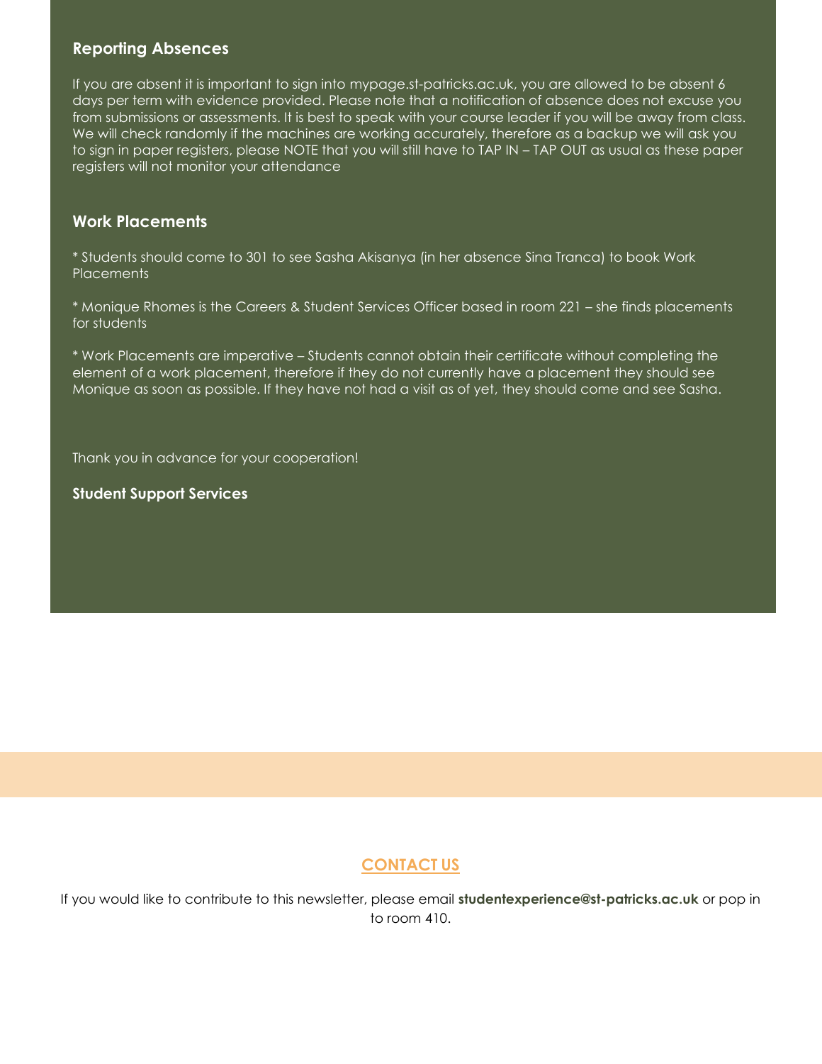### Reporting Absences

If you are absent it is important to sign into mypage.st-patricks.ac.uk, you are allowed to be absent 6 days per term with evidence provided. Please note that a notification of absence does not excuse you from submissions or assessments. It is best to speak with your course leader if you will be away from class. We will check randomly if the machines are working accurately, therefore as a backup we will ask you to sign in paper registers, please NOTE that you will still have to TAP IN – TAP OUT as usual as these paper registers will not monitor your attendance

### Work Placements

* Students should come to 301 to see Sasha Akisanya (in her absence Sina Tranca) to book Work Placements

* Monique Rhomes is the Careers & Student Services Officer based in room 221 – she finds placements for students

* Work Placements are imperative – Students cannot obtain their certificate without completing the element of a work placement, therefore if they do not currently have a placement they should see Monique as soon as possible. If they have not had a visit as of yet, they should come and see Sasha.

Thank you in advance for your cooperation!

**Student Support Services**

## CONTACT US

If you would like to contribute to this newsletter, please email **studentexperience@st-patricks.ac.uk** or pop in to room 410.